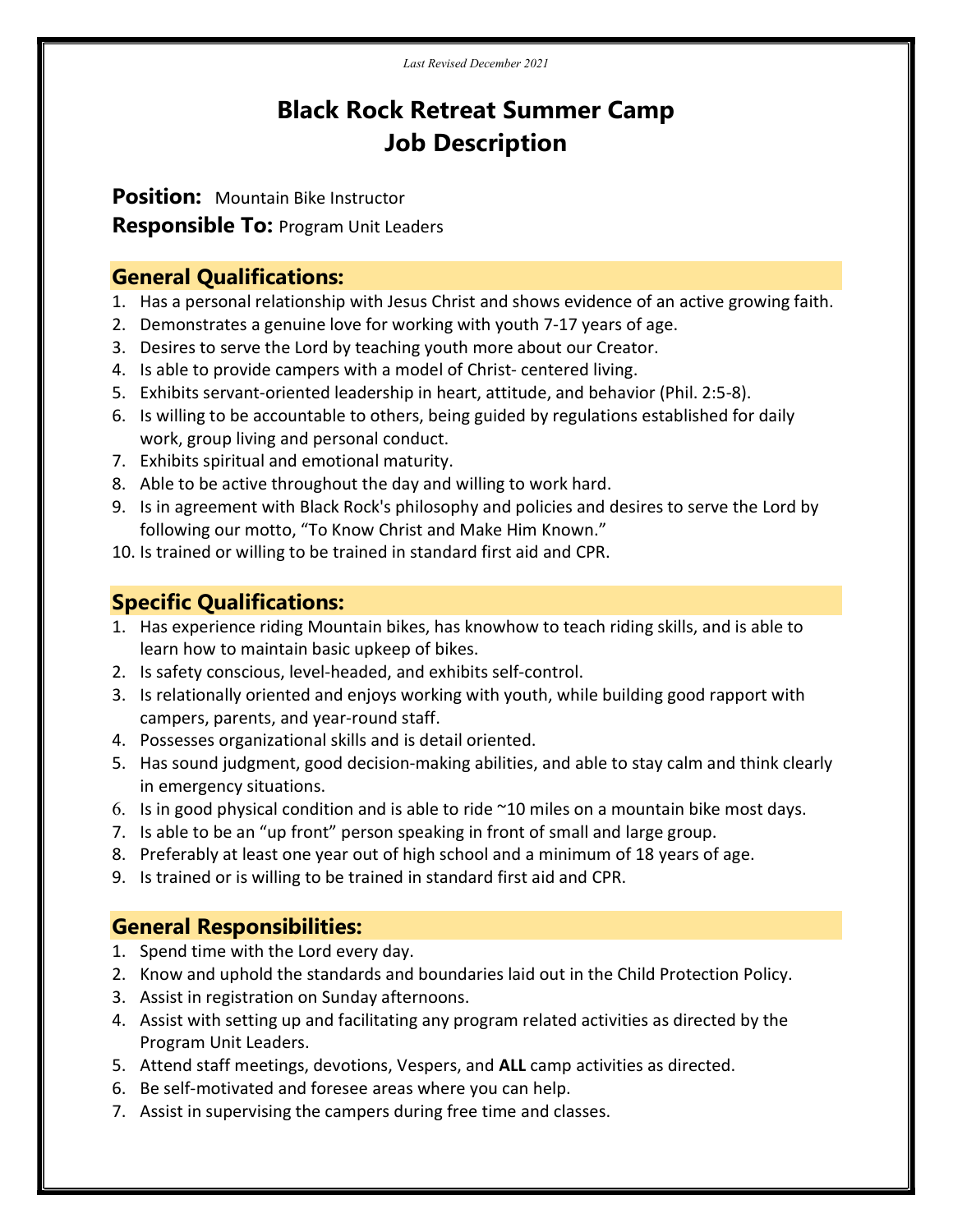*Last Revised December 2021*

# Black Rock Retreat Summer Camp
# Job Description

**Position:** Mountain Bike Instructor
**Responsible To:** Program Unit Leaders

## General Qualifications:

1. Has a personal relationship with Jesus Christ and shows evidence of an active growing faith.
2. Demonstrates a genuine love for working with youth 7-17 years of age.
3. Desires to serve the Lord by teaching youth more about our Creator.
4. Is able to provide campers with a model of Christ- centered living.
5. Exhibits servant-oriented leadership in heart, attitude, and behavior (Phil. 2:5-8).
6. Is willing to be accountable to others, being guided by regulations established for daily work, group living and personal conduct.
7. Exhibits spiritual and emotional maturity.
8. Able to be active throughout the day and willing to work hard.
9. Is in agreement with Black Rock's philosophy and policies and desires to serve the Lord by following our motto, "To Know Christ and Make Him Known."
10. Is trained or willing to be trained in standard first aid and CPR.

## Specific Qualifications:

1. Has experience riding Mountain bikes, has knowhow to teach riding skills, and is able to learn how to maintain basic upkeep of bikes.
2. Is safety conscious, level-headed, and exhibits self-control.
3. Is relationally oriented and enjoys working with youth, while building good rapport with campers, parents, and year-round staff.
4. Possesses organizational skills and is detail oriented.
5. Has sound judgment, good decision-making abilities, and able to stay calm and think clearly in emergency situations.
6. Is in good physical condition and is able to ride ~10 miles on a mountain bike most days.
7. Is able to be an "up front" person speaking in front of small and large group.
8. Preferably at least one year out of high school and a minimum of 18 years of age.
9. Is trained or is willing to be trained in standard first aid and CPR.

## General Responsibilities:

1. Spend time with the Lord every day.
2. Know and uphold the standards and boundaries laid out in the Child Protection Policy.
3. Assist in registration on Sunday afternoons.
4. Assist with setting up and facilitating any program related activities as directed by the Program Unit Leaders.
5. Attend staff meetings, devotions, Vespers, and **ALL** camp activities as directed.
6. Be self-motivated and foresee areas where you can help.
7. Assist in supervising the campers during free time and classes.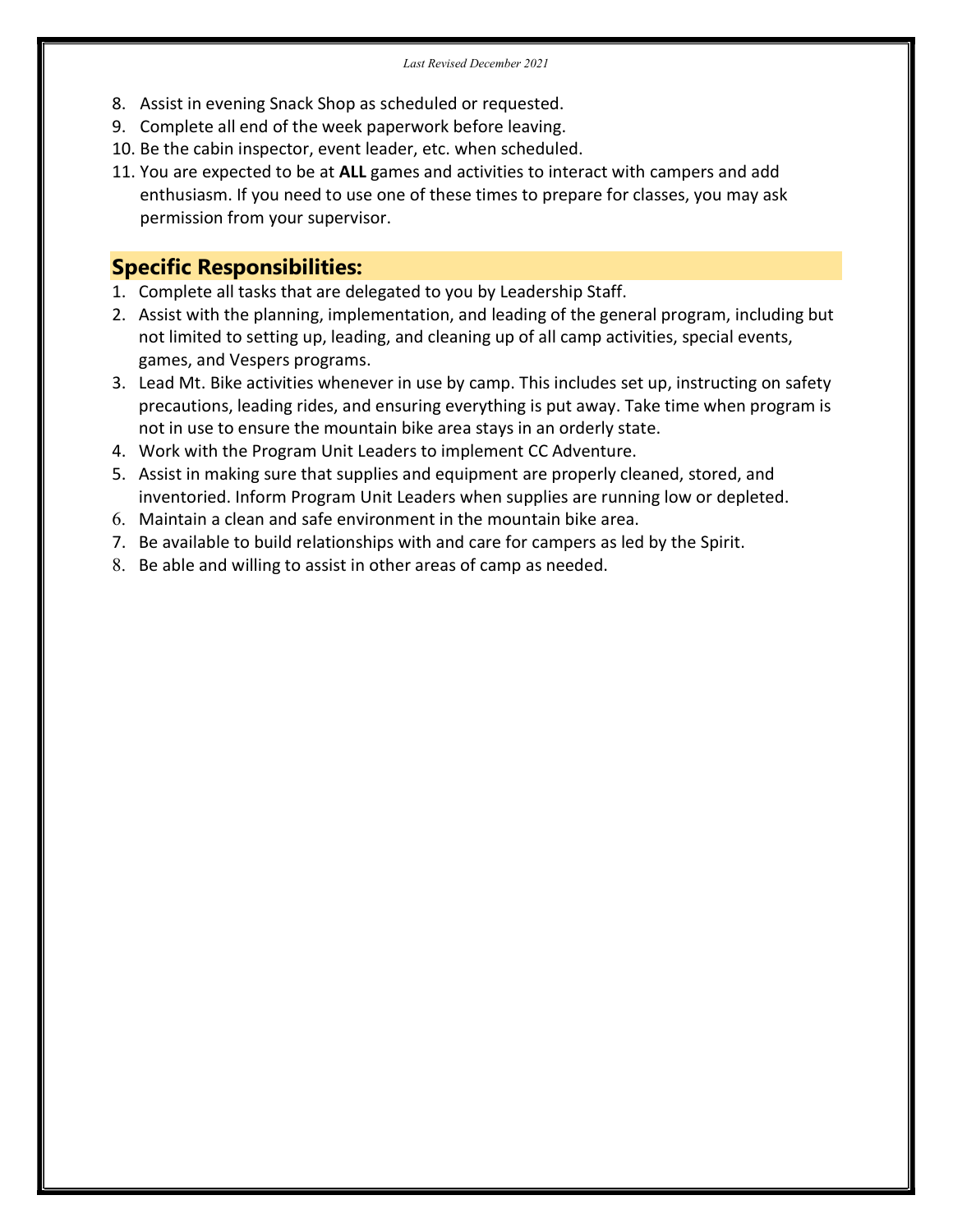8. Assist in evening Snack Shop as scheduled or requested.
9. Complete all end of the week paperwork before leaving.
10. Be the cabin inspector, event leader, etc. when scheduled.
11. You are expected to be at **ALL** games and activities to interact with campers and add enthusiasm. If you need to use one of these times to prepare for classes, you may ask permission from your supervisor.

## Specific Responsibilities:

1. Complete all tasks that are delegated to you by Leadership Staff.
2. Assist with the planning, implementation, and leading of the general program, including but not limited to setting up, leading, and cleaning up of all camp activities, special events, games, and Vespers programs.
3. Lead Mt. Bike activities whenever in use by camp. This includes set up, instructing on safety precautions, leading rides, and ensuring everything is put away. Take time when program is not in use to ensure the mountain bike area stays in an orderly state.
4. Work with the Program Unit Leaders to implement CC Adventure.
5. Assist in making sure that supplies and equipment are properly cleaned, stored, and inventoried. Inform Program Unit Leaders when supplies are running low or depleted.
6. Maintain a clean and safe environment in the mountain bike area.
7. Be available to build relationships with and care for campers as led by the Spirit.
8. Be able and willing to assist in other areas of camp as needed.